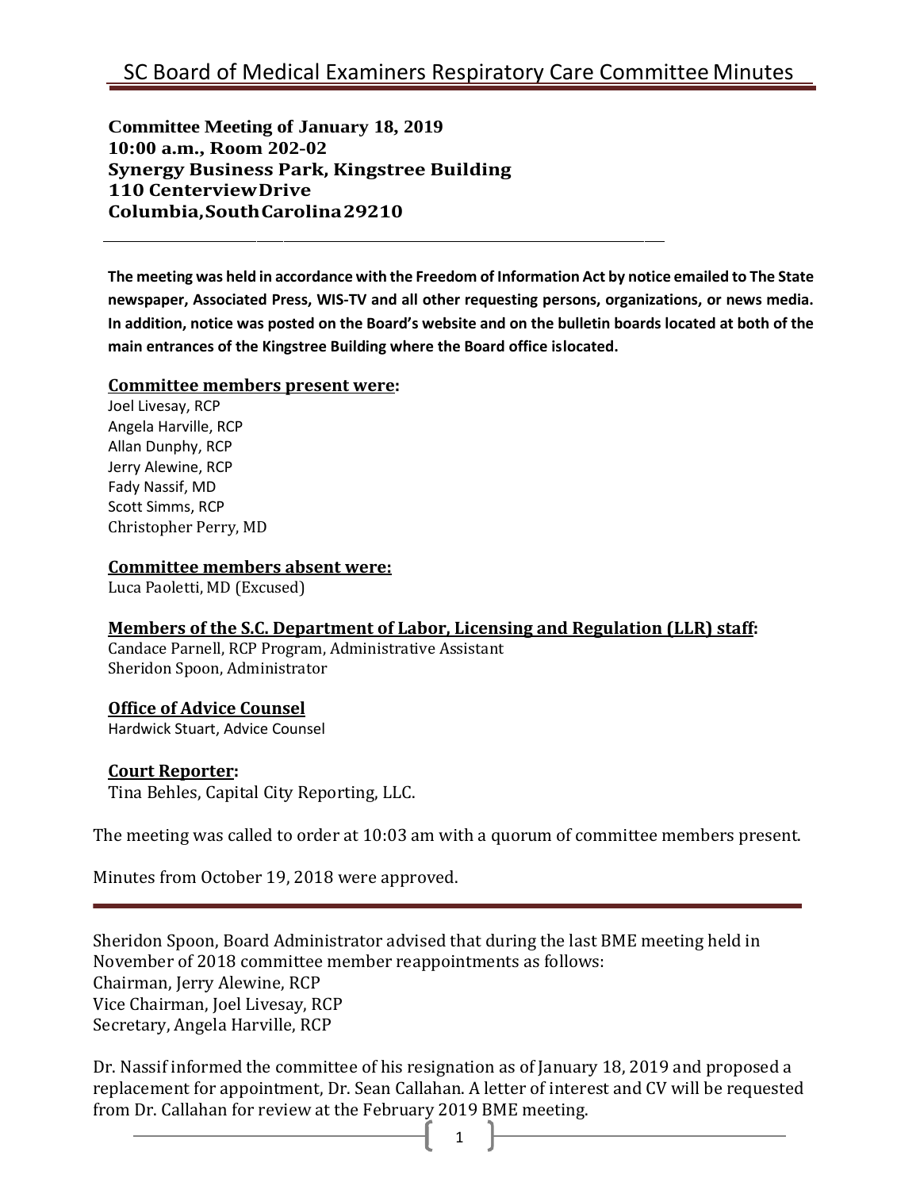# SC Board of Medical Examiners Respiratory Care Committee Minutes

**Committee Meeting of January 18, 2019**
**10:00 a.m., Room 202-02**
**Synergy Business Park, Kingstree Building**
**110 Centerview Drive**
**Columbia, South Carolina 29210**

---

**The meeting was held in accordance with the Freedom of Information Act by notice emailed to The State newspaper, Associated Press, WIS-TV and all other requesting persons, organizations, or news media. In addition, notice was posted on the Board's website and on the bulletin boards located at both of the main entrances of the Kingstree Building where the Board office is located.**

**Committee members present were:**

Joel Livesay, RCP
Angela Harville, RCP
Allan Dunphy, RCP
Jerry Alewine, RCP
Fady Nassif, MD
Scott Simms, RCP
Christopher Perry, MD

**Committee members absent were:**

Luca Paoletti, MD (Excused)

**Members of the S.C. Department of Labor, Licensing and Regulation (LLR) staff:**

Candace Parnell, RCP Program, Administrative Assistant
Sheridon Spoon, Administrator

**Office of Advice Counsel**

Hardwick Stuart, Advice Counsel

**Court Reporter:**

Tina Behles, Capital City Reporting, LLC.

The meeting was called to order at 10:03 am with a quorum of committee members present.

Minutes from October 19, 2018 were approved.

---

Sheridon Spoon, Board Administrator advised that during the last BME meeting held in November of 2018 committee member reappointments as follows:
Chairman, Jerry Alewine, RCP
Vice Chairman, Joel Livesay, RCP
Secretary, Angela Harville, RCP

Dr. Nassif informed the committee of his resignation as of January 18, 2019 and proposed a replacement for appointment, Dr. Sean Callahan. A letter of interest and CV will be requested from Dr. Callahan for review at the February 2019 BME meeting.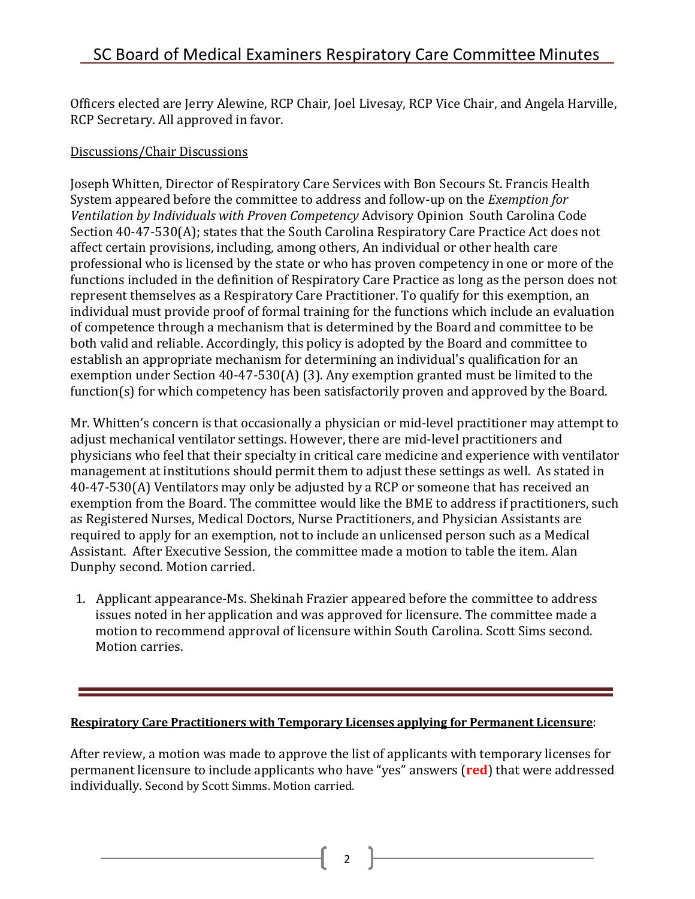Officers elected are Jerry Alewine, RCP Chair, Joel Livesay, RCP Vice Chair, and Angela Harville, RCP Secretary. All approved in favor.

Discussions/Chair Discussions

Joseph Whitten, Director of Respiratory Care Services with Bon Secours St. Francis Health System appeared before the committee to address and follow-up on the *Exemption for Ventilation by Individuals with Proven Competency* Advisory Opinion South Carolina Code Section 40-47-530(A); states that the South Carolina Respiratory Care Practice Act does not affect certain provisions, including, among others, An individual or other health care professional who is licensed by the state or who has proven competency in one or more of the functions included in the definition of Respiratory Care Practice as long as the person does not represent themselves as a Respiratory Care Practitioner. To qualify for this exemption, an individual must provide proof of formal training for the functions which include an evaluation of competence through a mechanism that is determined by the Board and committee to be both valid and reliable. Accordingly, this policy is adopted by the Board and committee to establish an appropriate mechanism for determining an individual's qualification for an exemption under Section 40-47-530(A) (3). Any exemption granted must be limited to the function(s) for which competency has been satisfactorily proven and approved by the Board.

Mr. Whitten's concern is that occasionally a physician or mid-level practitioner may attempt to adjust mechanical ventilator settings. However, there are mid-level practitioners and physicians who feel that their specialty in critical care medicine and experience with ventilator management at institutions should permit them to adjust these settings as well. As stated in 40-47-530(A) Ventilators may only be adjusted by a RCP or someone that has received an exemption from the Board. The committee would like the BME to address if practitioners, such as Registered Nurses, Medical Doctors, Nurse Practitioners, and Physician Assistants are required to apply for an exemption, not to include an unlicensed person such as a Medical Assistant. After Executive Session, the committee made a motion to table the item. Alan Dunphy second. Motion carried.

1. Applicant appearance-Ms. Shekinah Frazier appeared before the committee to address issues noted in her application and was approved for licensure. The committee made a motion to recommend approval of licensure within South Carolina. Scott Sims second. Motion carries.

---

**Respiratory Care Practitioners with Temporary Licenses applying for Permanent Licensure**:

After review, a motion was made to approve the list of applicants with temporary licenses for permanent licensure to include applicants who have "yes" answers (**red**) that were addressed individually. Second by Scott Simms. Motion carried.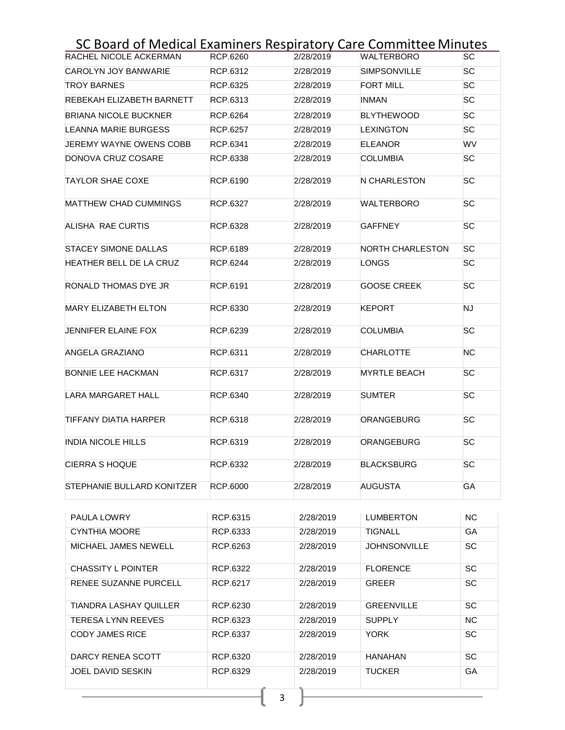| | | | | |
|---|---|---|---|---|
| RACHEL NICOLE ACKERMAN | RCP.6260 | 2/28/2019 | WALTERBORO | SC |
| CAROLYN JOY BANWARIE | RCP.6312 | 2/28/2019 | SIMPSONVILLE | SC |
| TROY BARNES | RCP.6325 | 2/28/2019 | FORT MILL | SC |
| REBEKAH ELIZABETH BARNETT | RCP.6313 | 2/28/2019 | INMAN | SC |
| BRIANA NICOLE BUCKNER | RCP.6264 | 2/28/2019 | BLYTHEWOOD | SC |
| LEANNA MARIE BURGESS | RCP.6257 | 2/28/2019 | LEXINGTON | SC |
| JEREMY WAYNE OWENS COBB | RCP.6341 | 2/28/2019 | ELEANOR | WV |
| DONOVA CRUZ COSARE | RCP.6338 | 2/28/2019 | COLUMBIA | SC |
| TAYLOR SHAE COXE | RCP.6190 | 2/28/2019 | N CHARLESTON | SC |
| MATTHEW CHAD CUMMINGS | RCP.6327 | 2/28/2019 | WALTERBORO | SC |
| ALISHA RAE CURTIS | RCP.6328 | 2/28/2019 | GAFFNEY | SC |
| STACEY SIMONE DALLAS | RCP.6189 | 2/28/2019 | NORTH CHARLESTON | SC |
| HEATHER BELL DE LA CRUZ | RCP.6244 | 2/28/2019 | LONGS | SC |
| RONALD THOMAS DYE JR | RCP.6191 | 2/28/2019 | GOOSE CREEK | SC |
| MARY ELIZABETH ELTON | RCP.6330 | 2/28/2019 | KEPORT | NJ |
| JENNIFER ELAINE FOX | RCP.6239 | 2/28/2019 | COLUMBIA | SC |
| ANGELA GRAZIANO | RCP.6311 | 2/28/2019 | CHARLOTTE | NC |
| BONNIE LEE HACKMAN | RCP.6317 | 2/28/2019 | MYRTLE BEACH | SC |
| LARA MARGARET HALL | RCP.6340 | 2/28/2019 | SUMTER | SC |
| TIFFANY DIATIA HARPER | RCP.6318 | 2/28/2019 | ORANGEBURG | SC |
| INDIA NICOLE HILLS | RCP.6319 | 2/28/2019 | ORANGEBURG | SC |
| CIERRA S HOQUE | RCP.6332 | 2/28/2019 | BLACKSBURG | SC |
| STEPHANIE BULLARD KONITZER | RCP.6000 | 2/28/2019 | AUGUSTA | GA |
| PAULA LOWRY | RCP.6315 | 2/28/2019 | LUMBERTON | NC |
| CYNTHIA MOORE | RCP.6333 | 2/28/2019 | TIGNALL | GA |
| MICHAEL JAMES NEWELL | RCP.6263 | 2/28/2019 | JOHNSONVILLE | SC |
| CHASSITY L POINTER | RCP.6322 | 2/28/2019 | FLORENCE | SC |
| RENEE SUZANNE PURCELL | RCP.6217 | 2/28/2019 | GREER | SC |
| TIANDRA LASHAY QUILLER | RCP.6230 | 2/28/2019 | GREENVILLE | SC |
| TERESA LYNN REEVES | RCP.6323 | 2/28/2019 | SUPPLY | NC |
| CODY JAMES RICE | RCP.6337 | 2/28/2019 | YORK | SC |
| DARCY RENEA SCOTT | RCP.6320 | 2/28/2019 | HANAHAN | SC |
| JOEL DAVID SESKIN | RCP.6329 | 2/28/2019 | TUCKER | GA |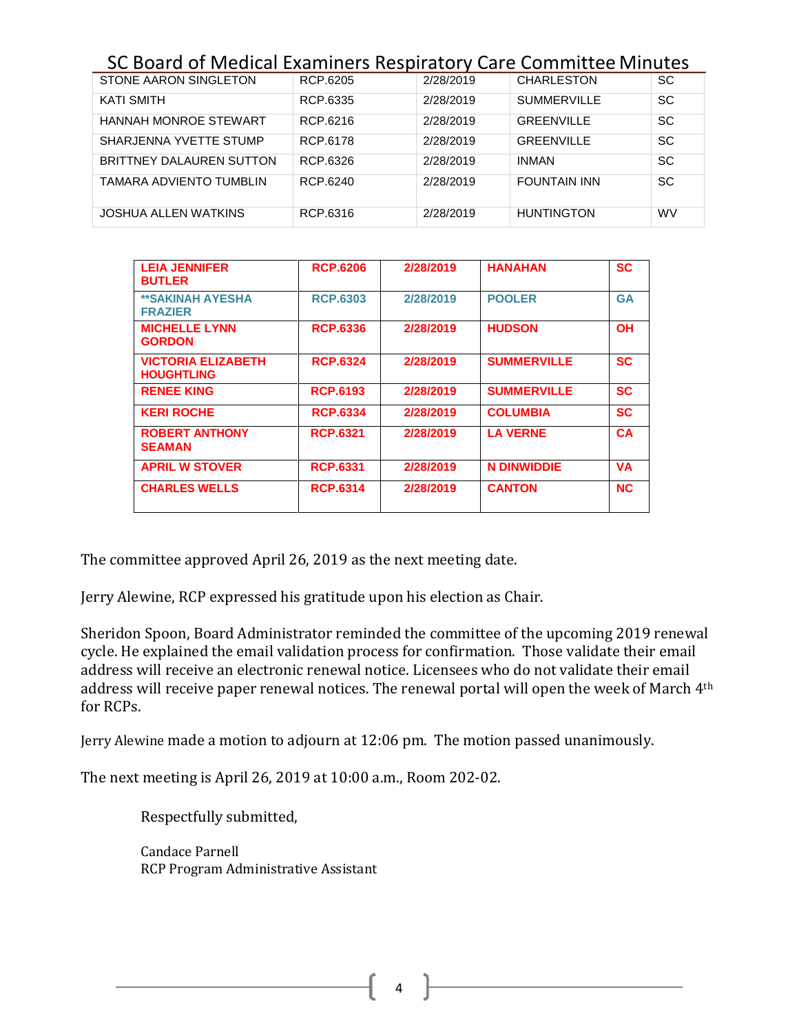| | | | | |
|---|---|---|---|---|
| STONE AARON SINGLETON | RCP.6205 | 2/28/2019 | CHARLESTON | SC |
| KATI SMITH | RCP.6335 | 2/28/2019 | SUMMERVILLE | SC |
| HANNAH MONROE STEWART | RCP.6216 | 2/28/2019 | GREENVILLE | SC |
| SHARJENNA YVETTE STUMP | RCP.6178 | 2/28/2019 | GREENVILLE | SC |
| BRITTNEY DALAUREN SUTTON | RCP.6326 | 2/28/2019 | INMAN | SC |
| TAMARA ADVIENTO TUMBLIN | RCP.6240 | 2/28/2019 | FOUNTAIN INN | SC |
| JOSHUA ALLEN WATKINS | RCP.6316 | 2/28/2019 | HUNTINGTON | WV |

| | | | | |
|---|---|---|---|---|
| **LEIA JENNIFER BUTLER** | **RCP.6206** | **2/28/2019** | **HANAHAN** | **SC** |
| **\*\*SAKINAH AYESHA FRAZIER** | **RCP.6303** | **2/28/2019** | **POOLER** | **GA** |
| **MICHELLE LYNN GORDON** | **RCP.6336** | **2/28/2019** | **HUDSON** | **OH** |
| **VICTORIA ELIZABETH HOUGHTLING** | **RCP.6324** | **2/28/2019** | **SUMMERVILLE** | **SC** |
| **RENEE KING** | **RCP.6193** | **2/28/2019** | **SUMMERVILLE** | **SC** |
| **KERI ROCHE** | **RCP.6334** | **2/28/2019** | **COLUMBIA** | **SC** |
| **ROBERT ANTHONY SEAMAN** | **RCP.6321** | **2/28/2019** | **LA VERNE** | **CA** |
| **APRIL W STOVER** | **RCP.6331** | **2/28/2019** | **N DINWIDDIE** | **VA** |
| **CHARLES WELLS** | **RCP.6314** | **2/28/2019** | **CANTON** | **NC** |

The committee approved April 26, 2019 as the next meeting date.

Jerry Alewine, RCP expressed his gratitude upon his election as Chair.

Sheridon Spoon, Board Administrator reminded the committee of the upcoming 2019 renewal cycle. He explained the email validation process for confirmation. Those validate their email address will receive an electronic renewal notice. Licensees who do not validate their email address will receive paper renewal notices. The renewal portal will open the week of March 4th for RCPs.

Jerry Alewine made a motion to adjourn at 12:06 pm. The motion passed unanimously.

The next meeting is April 26, 2019 at 10:00 a.m., Room 202-02.

Respectfully submitted,

Candace Parnell
RCP Program Administrative Assistant